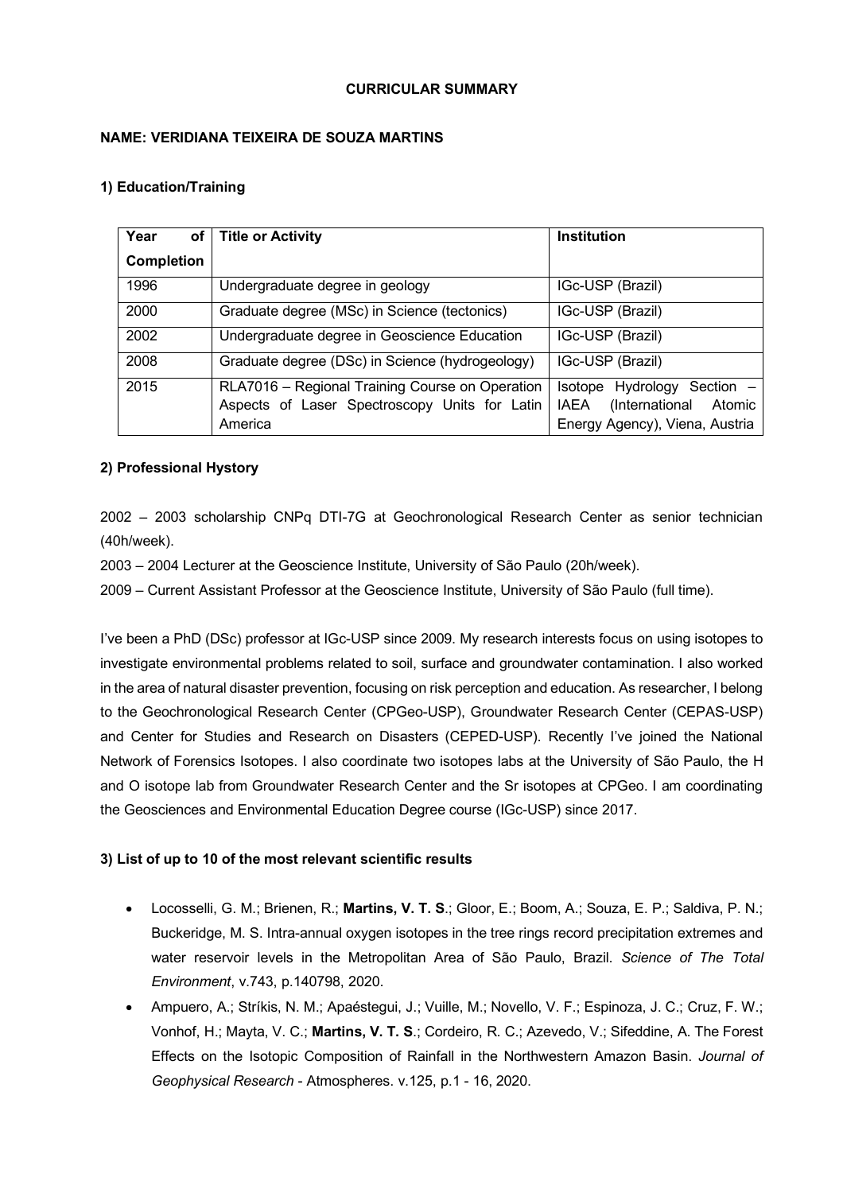**CURRICULAR SUMMARY**

**NAME: VERIDIANA TEIXEIRA DE SOUZA MARTINS**

**1) Education/Training**

| Year of Completion | Title or Activity | Institution |
|---|---|---|
| 1996 | Undergraduate degree in geology | IGc-USP (Brazil) |
| 2000 | Graduate degree (MSc) in Science (tectonics) | IGc-USP (Brazil) |
| 2002 | Undergraduate degree in Geoscience Education | IGc-USP (Brazil) |
| 2008 | Graduate degree (DSc) in Science (hydrogeology) | IGc-USP (Brazil) |
| 2015 | RLA7016 – Regional Training Course on Operation Aspects of Laser Spectroscopy Units for Latin America | Isotope Hydrology Section – IAEA (International Atomic Energy Agency), Viena, Austria |

**2) Professional Hystory**

2002 – 2003 scholarship CNPq DTI-7G at Geochronological Research Center as senior technician (40h/week).

2003 – 2004 Lecturer at the Geoscience Institute, University of São Paulo (20h/week).

2009 – Current Assistant Professor at the Geoscience Institute, University of São Paulo (full time).

I've been a PhD (DSc) professor at IGc-USP since 2009. My research interests focus on using isotopes to investigate environmental problems related to soil, surface and groundwater contamination. I also worked in the area of natural disaster prevention, focusing on risk perception and education. As researcher, I belong to the Geochronological Research Center (CPGeo-USP), Groundwater Research Center (CEPAS-USP) and Center for Studies and Research on Disasters (CEPED-USP). Recently I've joined the National Network of Forensics Isotopes. I also coordinate two isotopes labs at the University of São Paulo, the H and O isotope lab from Groundwater Research Center and the Sr isotopes at CPGeo. I am coordinating the Geosciences and Environmental Education Degree course (IGc-USP) since 2017.

**3) List of up to 10 of the most relevant scientific results**

- Locosselli, G. M.; Brienen, R.; **Martins, V. T. S**.; Gloor, E.; Boom, A.; Souza, E. P.; Saldiva, P. N.; Buckeridge, M. S. Intra-annual oxygen isotopes in the tree rings record precipitation extremes and water reservoir levels in the Metropolitan Area of São Paulo, Brazil. *Science of The Total Environment*, v.743, p.140798, 2020.
- Ampuero, A.; Stríkis, N. M.; Apaéstegui, J.; Vuille, M.; Novello, V. F.; Espinoza, J. C.; Cruz, F. W.; Vonhof, H.; Mayta, V. C.; **Martins, V. T. S**.; Cordeiro, R. C.; Azevedo, V.; Sifeddine, A. The Forest Effects on the Isotopic Composition of Rainfall in the Northwestern Amazon Basin. *Journal of Geophysical Research* - Atmospheres. v.125, p.1 - 16, 2020.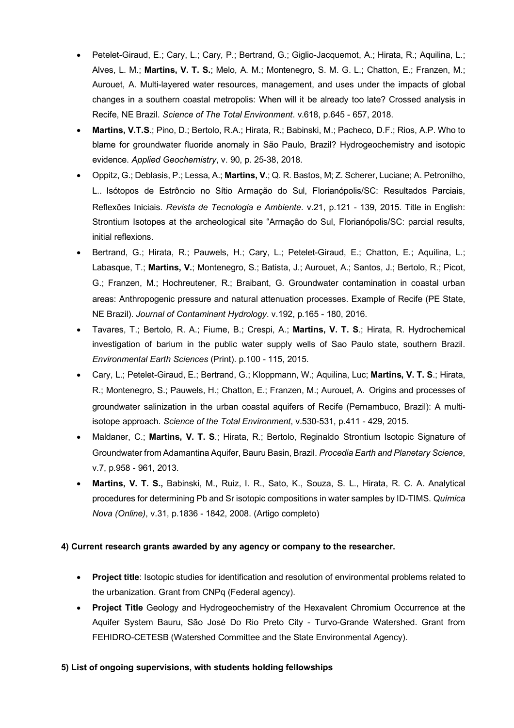- Petelet-Giraud, E.; Cary, L.; Cary, P.; Bertrand, G.; Giglio-Jacquemot, A.; Hirata, R.; Aquilina, L.; Alves, L. M.; **Martins, V. T. S.**; Melo, A. M.; Montenegro, S. M. G. L.; Chatton, E.; Franzen, M.; Aurouet, A. Multi-layered water resources, management, and uses under the impacts of global changes in a southern coastal metropolis: When will it be already too late? Crossed analysis in Recife, NE Brazil. *Science of The Total Environment*. v.618, p.645 - 657, 2018.
- **Martins, V.T.S**.; Pino, D.; Bertolo, R.A.; Hirata, R.; Babinski, M.; Pacheco, D.F.; Rios, A.P. Who to blame for groundwater fluoride anomaly in São Paulo, Brazil? Hydrogeochemistry and isotopic evidence. *Applied Geochemistry*, v. 90, p. 25-38, 2018.
- Oppitz, G.; Deblasis, P.; Lessa, A.; **Martins, V.**; Q. R. Bastos, M; Z. Scherer, Luciane; A. Petronilho, L.. Isótopos de Estrôncio no Sítio Armação do Sul, Florianópolis/SC: Resultados Parciais, Reflexões Iniciais. *Revista de Tecnologia e Ambiente*. v.21, p.121 - 139, 2015. Title in English: Strontium Isotopes at the archeological site "Armação do Sul, Florianópolis/SC: parcial results, initial reflexions.
- Bertrand, G.; Hirata, R.; Pauwels, H.; Cary, L.; Petelet-Giraud, E.; Chatton, E.; Aquilina, L.; Labasque, T.; **Martins, V.**; Montenegro, S.; Batista, J.; Aurouet, A.; Santos, J.; Bertolo, R.; Picot, G.; Franzen, M.; Hochreutener, R.; Braibant, G. Groundwater contamination in coastal urban areas: Anthropogenic pressure and natural attenuation processes. Example of Recife (PE State, NE Brazil). *Journal of Contaminant Hydrology*. v.192, p.165 - 180, 2016.
- Tavares, T.; Bertolo, R. A.; Fiume, B.; Crespi, A.; **Martins, V. T. S**.; Hirata, R. Hydrochemical investigation of barium in the public water supply wells of Sao Paulo state, southern Brazil. *Environmental Earth Sciences* (Print). p.100 - 115, 2015.
- Cary, L.; Petelet-Giraud, E.; Bertrand, G.; Kloppmann, W.; Aquilina, Luc; **Martins, V. T. S**.; Hirata, R.; Montenegro, S.; Pauwels, H.; Chatton, E.; Franzen, M.; Aurouet, A. Origins and processes of groundwater salinization in the urban coastal aquifers of Recife (Pernambuco, Brazil): A multi-isotope approach. *Science of the Total Environment*, v.530-531, p.411 - 429, 2015.
- Maldaner, C.; **Martins, V. T. S**.; Hirata, R.; Bertolo, Reginaldo Strontium Isotopic Signature of Groundwater from Adamantina Aquifer, Bauru Basin, Brazil. *Procedia Earth and Planetary Science*, v.7, p.958 - 961, 2013.
- **Martins, V. T. S.,** Babinski, M., Ruiz, I. R., Sato, K., Souza, S. L., Hirata, R. C. A. Analytical procedures for determining Pb and Sr isotopic compositions in water samples by ID-TIMS. *Química Nova (Online)*, v.31, p.1836 - 1842, 2008. (Artigo completo)

**4) Current research grants awarded by any agency or company to the researcher.**

- **Project title**: Isotopic studies for identification and resolution of environmental problems related to the urbanization. Grant from CNPq (Federal agency).
- **Project Title** Geology and Hydrogeochemistry of the Hexavalent Chromium Occurrence at the Aquifer System Bauru, São José Do Rio Preto City - Turvo-Grande Watershed. Grant from FEHIDRO-CETESB (Watershed Committee and the State Environmental Agency).

**5) List of ongoing supervisions, with students holding fellowships**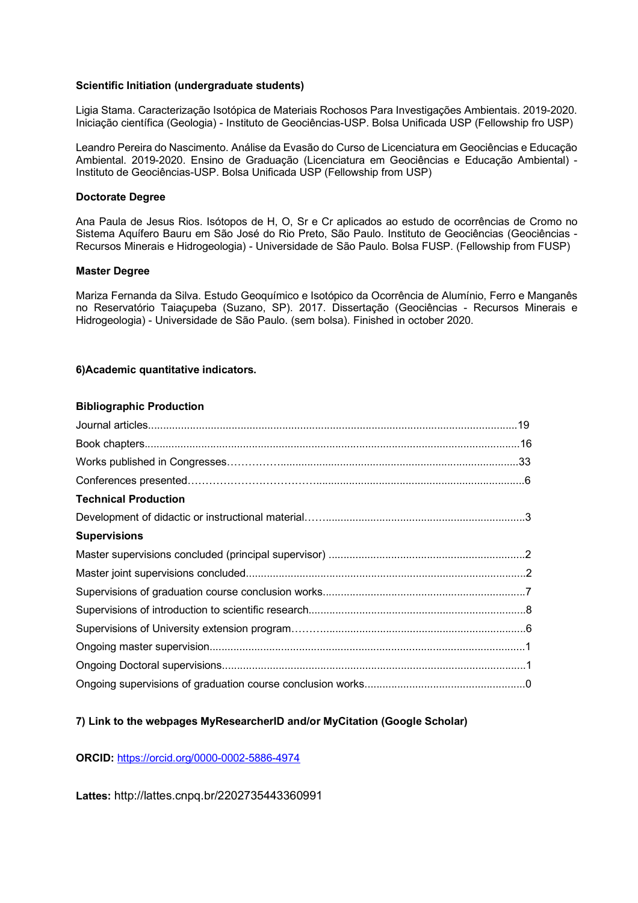**Scientific Initiation (undergraduate students)**

Ligia Stama. Caracterização Isotópica de Materiais Rochosos Para Investigações Ambientais. 2019-2020. Iniciação científica (Geologia) - Instituto de Geociências-USP. Bolsa Unificada USP (Fellowship fro USP)

Leandro Pereira do Nascimento. Análise da Evasão do Curso de Licenciatura em Geociências e Educação Ambiental. 2019-2020. Ensino de Graduação (Licenciatura em Geociências e Educação Ambiental) - Instituto de Geociências-USP. Bolsa Unificada USP (Fellowship from USP)

**Doctorate Degree**

Ana Paula de Jesus Rios. Isótopos de H, O, Sr e Cr aplicados ao estudo de ocorrências de Cromo no Sistema Aquífero Bauru em São José do Rio Preto, São Paulo. Instituto de Geociências (Geociências - Recursos Minerais e Hidrogeologia) - Universidade de São Paulo. Bolsa FUSP. (Fellowship from FUSP)

**Master Degree**

Mariza Fernanda da Silva. Estudo Geoquímico e Isotópico da Ocorrência de Alumínio, Ferro e Manganês no Reservatório Taiaçupeba (Suzano, SP). 2017. Dissertação (Geociências - Recursos Minerais e Hidrogeologia) - Universidade de São Paulo. (sem bolsa). Finished in october 2020.

**6)Academic quantitative indicators.**

**Bibliographic Production**

Journal articles..........19

Book chapters..........16

Works published in Congresses..........33

Conferences presented..........6

**Technical Production**

Development of didactic or instructional material..........3

**Supervisions**

Master supervisions concluded (principal supervisor) ..........2

Master joint supervisions concluded..........2

Supervisions of graduation course conclusion works..........7

Supervisions of introduction to scientific research..........8

Supervisions of University extension program..........6

Ongoing master supervision..........1

Ongoing Doctoral supervisions..........1

Ongoing supervisions of graduation course conclusion works..........0

**7) Link to the webpages MyResearcherID and/or MyCitation (Google Scholar)**

**ORCID:** https://orcid.org/0000-0002-5886-4974

**Lattes:** http://lattes.cnpq.br/2202735443360991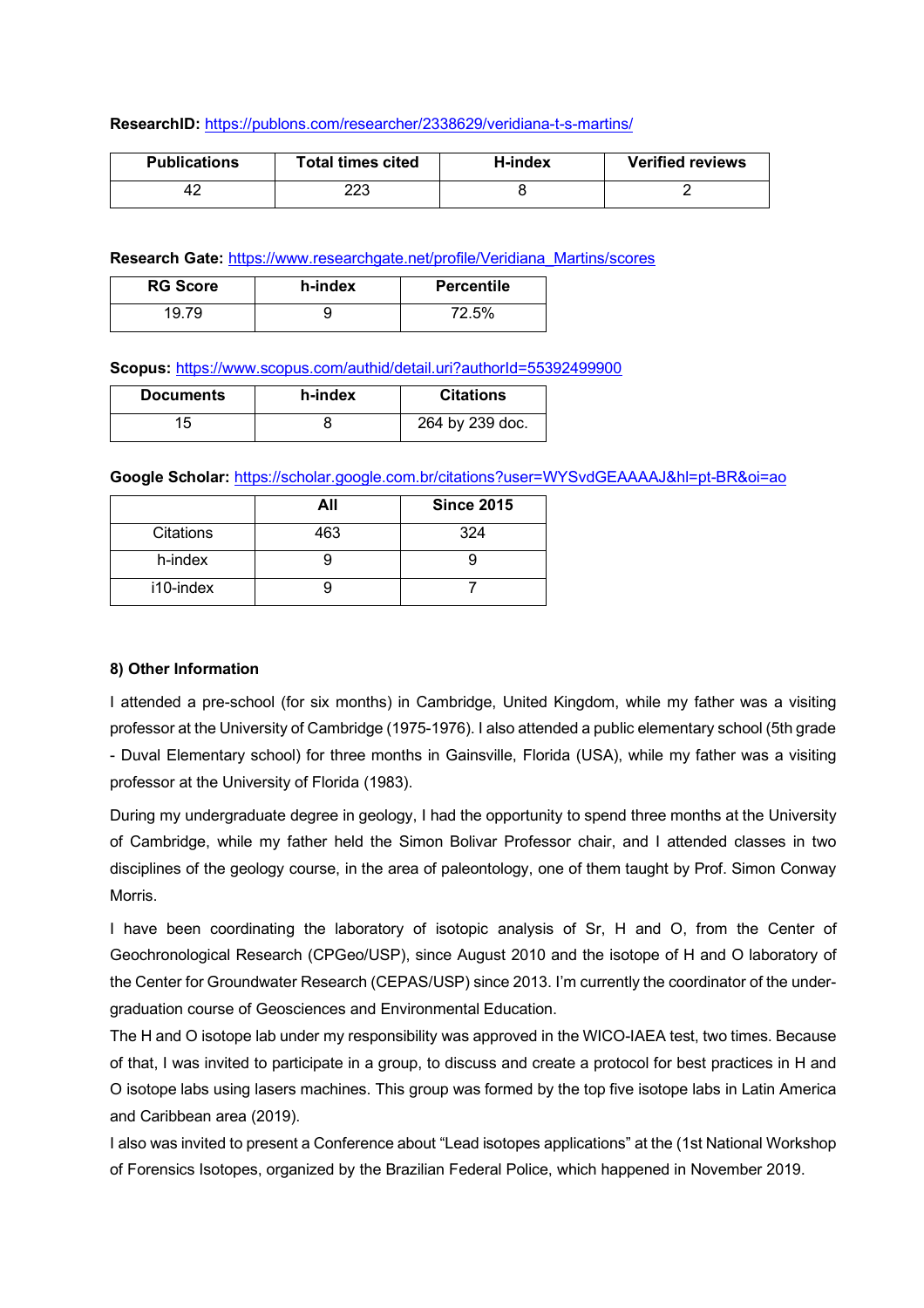**ResearchID:** https://publons.com/researcher/2338629/veridiana-t-s-martins/

| Publications | Total times cited | H-index | Verified reviews |
| --- | --- | --- | --- |
| 42 | 223 | 8 | 2 |

**Research Gate:** https://www.researchgate.net/profile/Veridiana_Martins/scores

| RG Score | h-index | Percentile |
| --- | --- | --- |
| 19.79 | 9 | 72.5% |

**Scopus:** https://www.scopus.com/authid/detail.uri?authorId=55392499900

| Documents | h-index | Citations |
| --- | --- | --- |
| 15 | 8 | 264 by 239 doc. |

**Google Scholar:** https://scholar.google.com.br/citations?user=WYSvdGEAAAAJ&hl=pt-BR&oi=ao

| | All | Since 2015 |
| --- | --- | --- |
| Citations | 463 | 324 |
| h-index | 9 | 9 |
| i10-index | 9 | 7 |

## 8) Other Information

I attended a pre-school (for six months) in Cambridge, United Kingdom, while my father was a visiting professor at the University of Cambridge (1975-1976). I also attended a public elementary school (5th grade - Duval Elementary school) for three months in Gainsville, Florida (USA), while my father was a visiting professor at the University of Florida (1983).

During my undergraduate degree in geology, I had the opportunity to spend three months at the University of Cambridge, while my father held the Simon Bolivar Professor chair, and I attended classes in two disciplines of the geology course, in the area of paleontology, one of them taught by Prof. Simon Conway Morris.

I have been coordinating the laboratory of isotopic analysis of Sr, H and O, from the Center of Geochronological Research (CPGeo/USP), since August 2010 and the isotope of H and O laboratory of the Center for Groundwater Research (CEPAS/USP) since 2013. I'm currently the coordinator of the under-graduation course of Geosciences and Environmental Education.

The H and O isotope lab under my responsibility was approved in the WICO-IAEA test, two times. Because of that, I was invited to participate in a group, to discuss and create a protocol for best practices in H and O isotope labs using lasers machines. This group was formed by the top five isotope labs in Latin America and Caribbean area (2019).

I also was invited to present a Conference about "Lead isotopes applications" at the (1st National Workshop of Forensics Isotopes, organized by the Brazilian Federal Police, which happened in November 2019.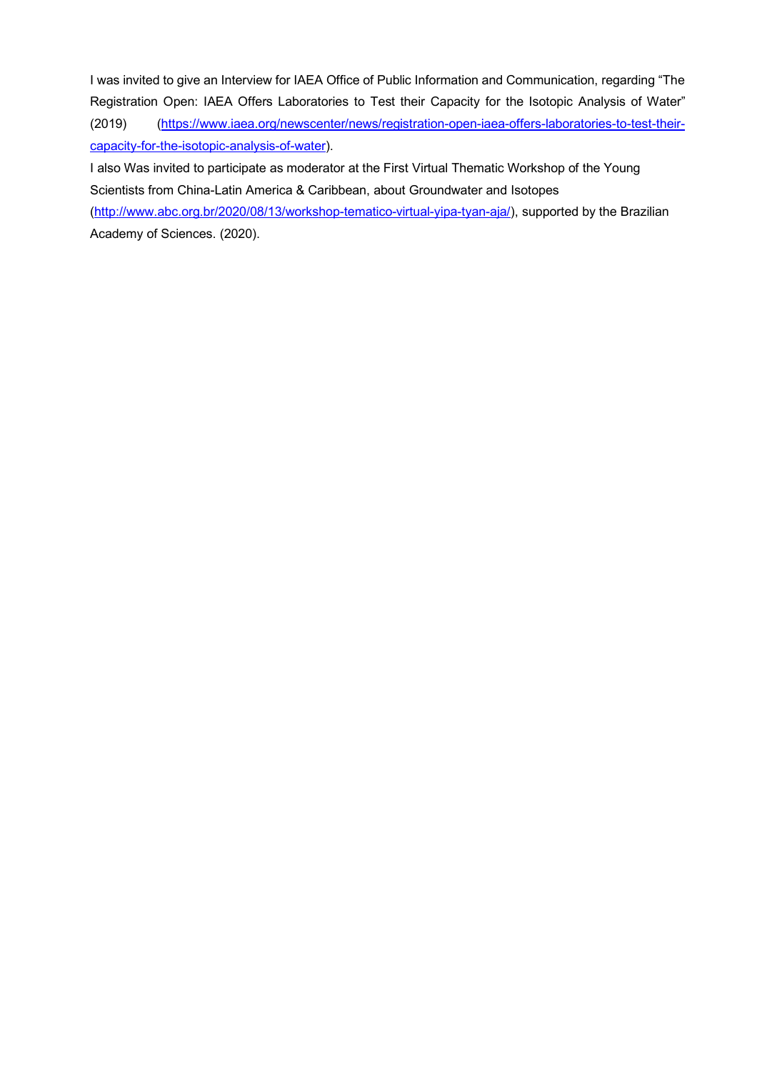I was invited to give an Interview for IAEA Office of Public Information and Communication, regarding "The Registration Open: IAEA Offers Laboratories to Test their Capacity for the Isotopic Analysis of Water" (2019) (https://www.iaea.org/newscenter/news/registration-open-iaea-offers-laboratories-to-test-their-capacity-for-the-isotopic-analysis-of-water).

I also Was invited to participate as moderator at the First Virtual Thematic Workshop of the Young Scientists from China-Latin America & Caribbean, about Groundwater and Isotopes (http://www.abc.org.br/2020/08/13/workshop-tematico-virtual-yipa-tyan-aja/), supported by the Brazilian Academy of Sciences. (2020).